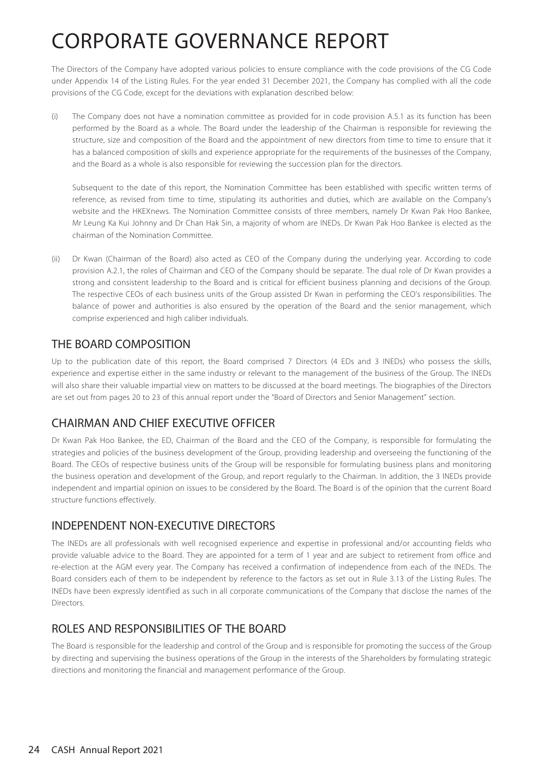# CORPORATE GOVERNANCE REPORT

The Directors of the Company have adopted various policies to ensure compliance with the code provisions of the CG Code under Appendix 14 of the Listing Rules. For the year ended 31 December 2021, the Company has complied with all the code provisions of the CG Code, except for the deviations with explanation described below:

(i) The Company does not have a nomination committee as provided for in code provision A.5.1 as its function has been performed by the Board as a whole. The Board under the leadership of the Chairman is responsible for reviewing the structure, size and composition of the Board and the appointment of new directors from time to time to ensure that it has a balanced composition of skills and experience appropriate for the requirements of the businesses of the Company, and the Board as a whole is also responsible for reviewing the succession plan for the directors.

   Subsequent to the date of this report, the Nomination Committee has been established with specific written terms of reference, as revised from time to time, stipulating its authorities and duties, which are available on the Company's website and the HKEXnews. The Nomination Committee consists of three members, namely Dr Kwan Pak Hoo Bankee, Mr Leung Ka Kui Johnny and Dr Chan Hak Sin, a majority of whom are INEDs. Dr Kwan Pak Hoo Bankee is elected as the chairman of the Nomination Committee.

(ii) Dr Kwan (Chairman of the Board) also acted as CEO of the Company during the underlying year. According to code provision A.2.1, the roles of Chairman and CEO of the Company should be separate. The dual role of Dr Kwan provides a strong and consistent leadership to the Board and is critical for efficient business planning and decisions of the Group. The respective CEOs of each business units of the Group assisted Dr Kwan in performing the CEO's responsibilities. The balance of power and authorities is also ensured by the operation of the Board and the senior management, which comprise experienced and high caliber individuals.

## THE BOARD COMPOSITION

Up to the publication date of this report, the Board comprised 7 Directors (4 EDs and 3 INEDs) who possess the skills, experience and expertise either in the same industry or relevant to the management of the business of the Group. The INEDs will also share their valuable impartial view on matters to be discussed at the board meetings. The biographies of the Directors are set out from pages 20 to 23 of this annual report under the "Board of Directors and Senior Management" section.

## CHAIRMAN AND CHIEF EXECUTIVE OFFICER

Dr Kwan Pak Hoo Bankee, the ED, Chairman of the Board and the CEO of the Company, is responsible for formulating the strategies and policies of the business development of the Group, providing leadership and overseeing the functioning of the Board. The CEOs of respective business units of the Group will be responsible for formulating business plans and monitoring the business operation and development of the Group, and report regularly to the Chairman. In addition, the 3 INEDs provide independent and impartial opinion on issues to be considered by the Board. The Board is of the opinion that the current Board structure functions effectively.

## INDEPENDENT NON-EXECUTIVE DIRECTORS

The INEDs are all professionals with well recognised experience and expertise in professional and/or accounting fields who provide valuable advice to the Board. They are appointed for a term of 1 year and are subject to retirement from office and re-election at the AGM every year. The Company has received a confirmation of independence from each of the INEDs. The Board considers each of them to be independent by reference to the factors as set out in Rule 3.13 of the Listing Rules. The INEDs have been expressly identified as such in all corporate communications of the Company that disclose the names of the Directors.

## ROLES AND RESPONSIBILITIES OF THE BOARD

The Board is responsible for the leadership and control of the Group and is responsible for promoting the success of the Group by directing and supervising the business operations of the Group in the interests of the Shareholders by formulating strategic directions and monitoring the financial and management performance of the Group.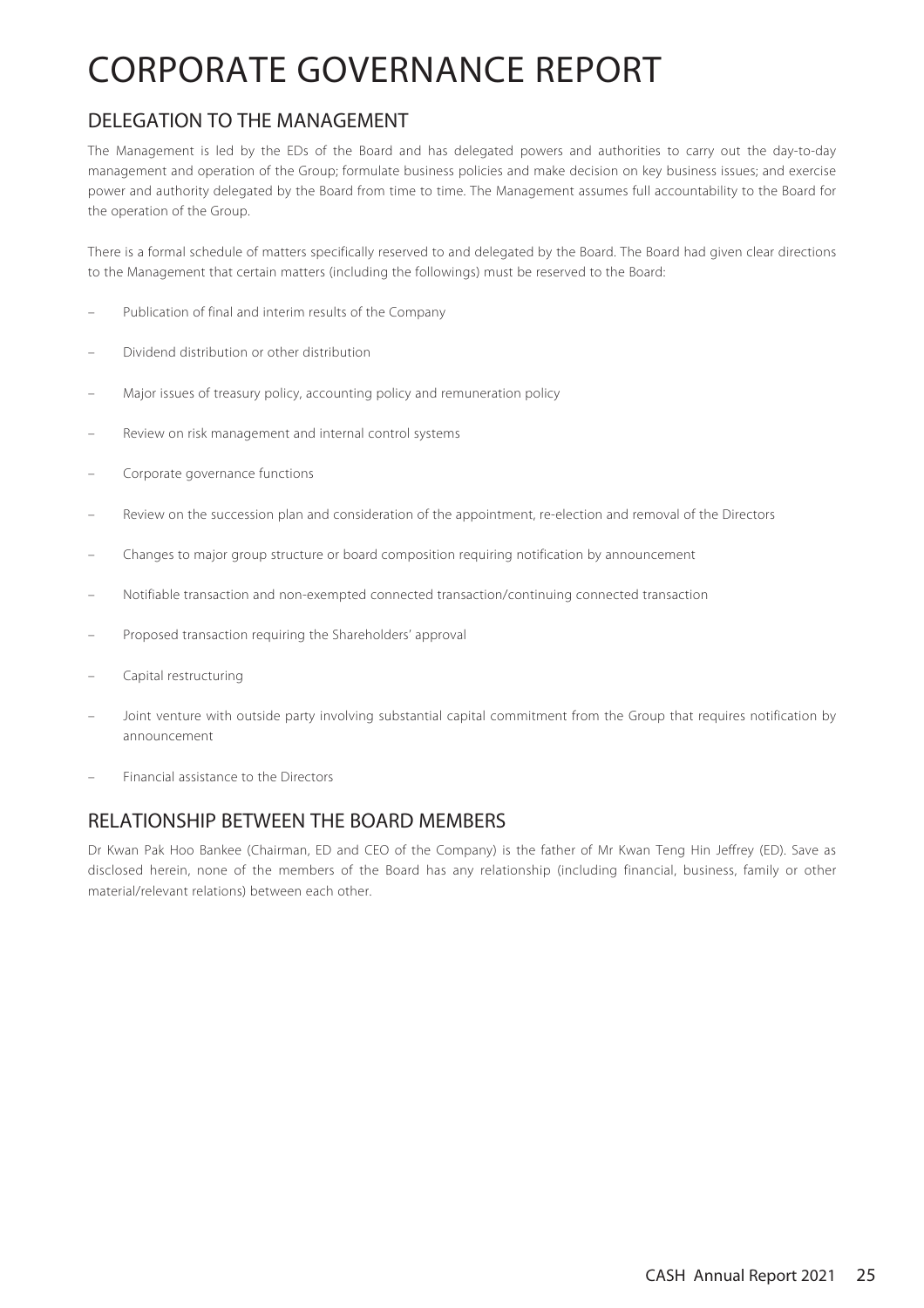# CORPORATE GOVERNANCE REPORT

## DELEGATION TO THE MANAGEMENT

The Management is led by the EDs of the Board and has delegated powers and authorities to carry out the day-to-day management and operation of the Group; formulate business policies and make decision on key business issues; and exercise power and authority delegated by the Board from time to time. The Management assumes full accountability to the Board for the operation of the Group.

There is a formal schedule of matters specifically reserved to and delegated by the Board. The Board had given clear directions to the Management that certain matters (including the followings) must be reserved to the Board:

- Publication of final and interim results of the Company
- Dividend distribution or other distribution
- Major issues of treasury policy, accounting policy and remuneration policy
- Review on risk management and internal control systems
- Corporate governance functions
- Review on the succession plan and consideration of the appointment, re-election and removal of the Directors
- Changes to major group structure or board composition requiring notification by announcement
- Notifiable transaction and non-exempted connected transaction/continuing connected transaction
- Proposed transaction requiring the Shareholders' approval
- Capital restructuring
- Joint venture with outside party involving substantial capital commitment from the Group that requires notification by announcement
- Financial assistance to the Directors

## RELATIONSHIP BETWEEN THE BOARD MEMBERS

Dr Kwan Pak Hoo Bankee (Chairman, ED and CEO of the Company) is the father of Mr Kwan Teng Hin Jeffrey (ED). Save as disclosed herein, none of the members of the Board has any relationship (including financial, business, family or other material/relevant relations) between each other.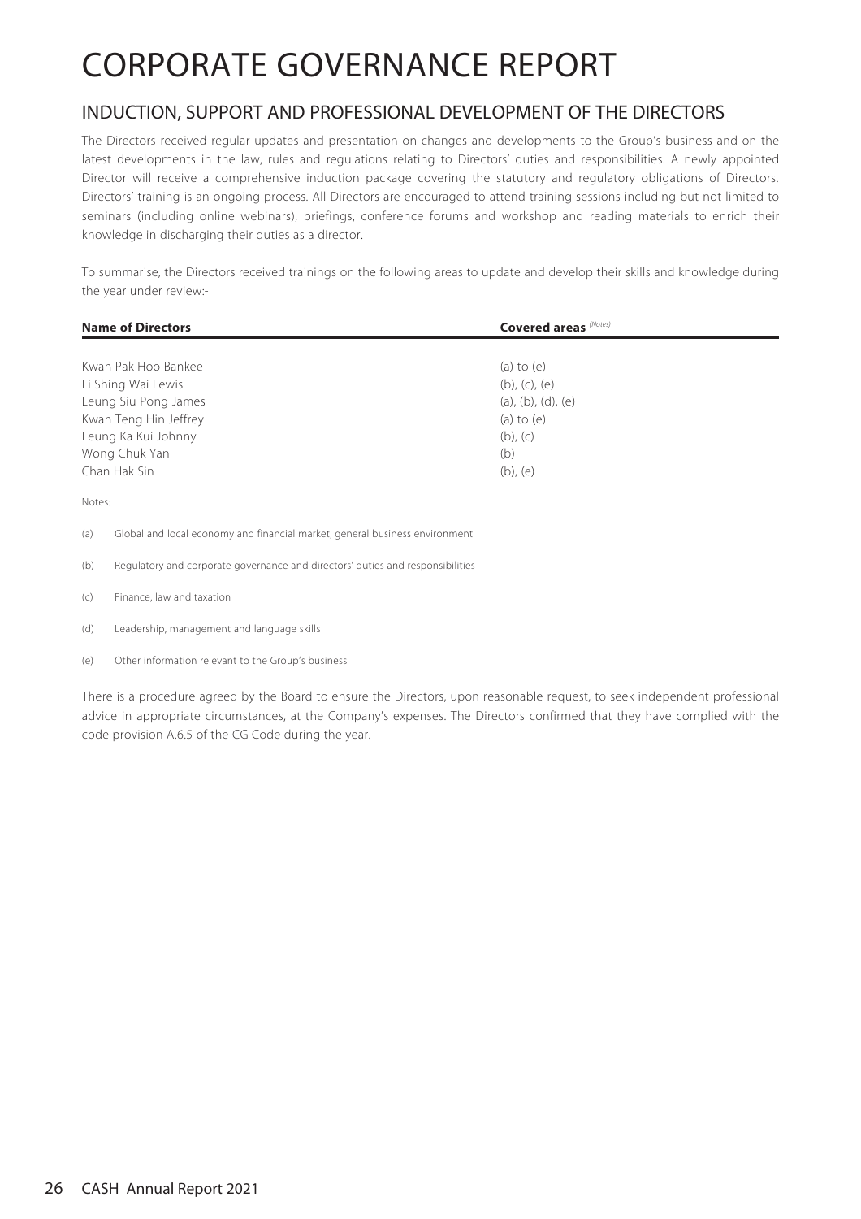# CORPORATE GOVERNANCE REPORT

## INDUCTION, SUPPORT AND PROFESSIONAL DEVELOPMENT OF THE DIRECTORS

The Directors received regular updates and presentation on changes and developments to the Group's business and on the latest developments in the law, rules and regulations relating to Directors' duties and responsibilities. A newly appointed Director will receive a comprehensive induction package covering the statutory and regulatory obligations of Directors. Directors' training is an ongoing process. All Directors are encouraged to attend training sessions including but not limited to seminars (including online webinars), briefings, conference forums and workshop and reading materials to enrich their knowledge in discharging their duties as a director.

To summarise, the Directors received trainings on the following areas to update and develop their skills and knowledge during the year under review:-

| **Name of Directors** | **Covered areas** *(Notes)* |
|---|---|
| Kwan Pak Hoo Bankee | (a) to (e) |
| Li Shing Wai Lewis | (b), (c), (e) |
| Leung Siu Pong James | (a), (b), (d), (e) |
| Kwan Teng Hin Jeffrey | (a) to (e) |
| Leung Ka Kui Johnny | (b), (c) |
| Wong Chuk Yan | (b) |
| Chan Hak Sin | (b), (e) |

Notes:

(a) Global and local economy and financial market, general business environment

(b) Regulatory and corporate governance and directors' duties and responsibilities

(c) Finance, law and taxation

(d) Leadership, management and language skills

(e) Other information relevant to the Group's business

There is a procedure agreed by the Board to ensure the Directors, upon reasonable request, to seek independent professional advice in appropriate circumstances, at the Company's expenses. The Directors confirmed that they have complied with the code provision A.6.5 of the CG Code during the year.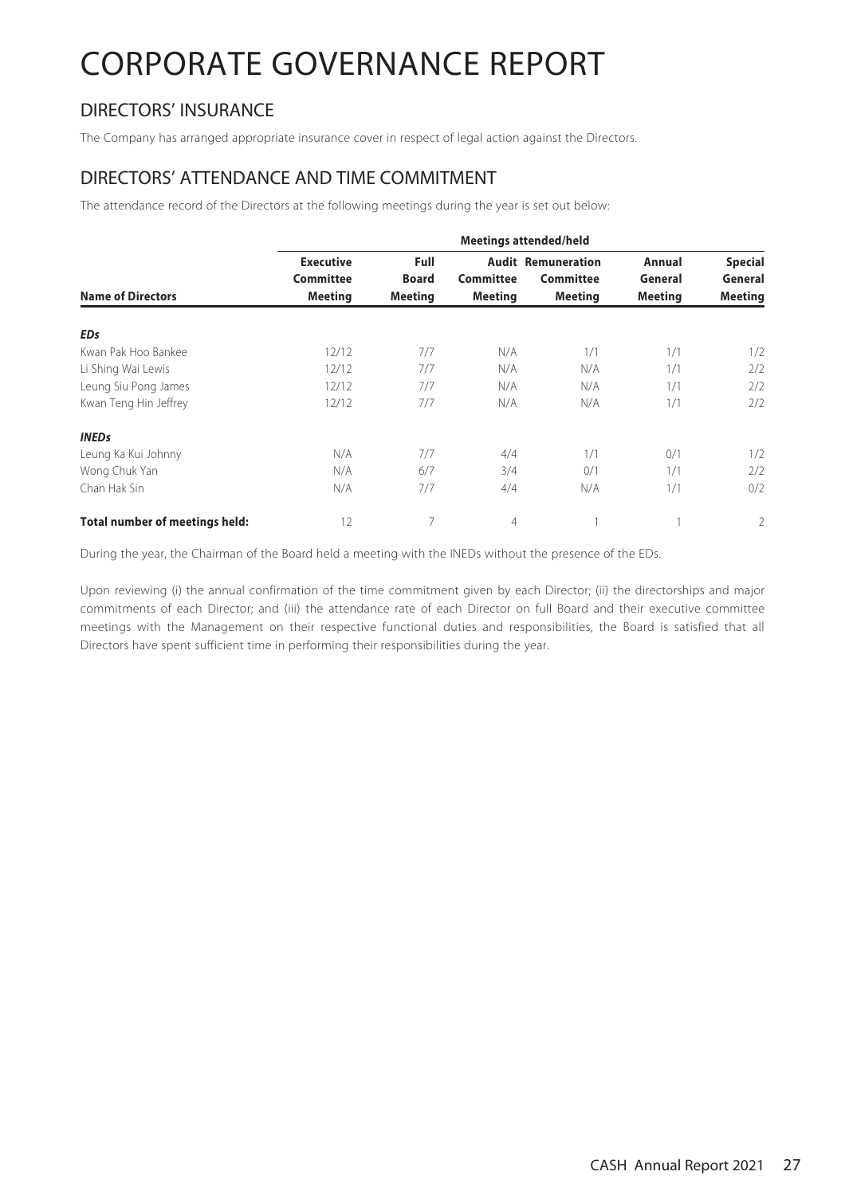# CORPORATE GOVERNANCE REPORT

## DIRECTORS' INSURANCE

The Company has arranged appropriate insurance cover in respect of legal action against the Directors.

## DIRECTORS' ATTENDANCE AND TIME COMMITMENT

The attendance record of the Directors at the following meetings during the year is set out below:

| | Meetings attended/held | | | | | |
|---|---|---|---|---|---|---|
| **Name of Directors** | **Executive Committee Meeting** | **Full Board Meeting** | **Audit Committee Meeting** | **Remuneration Committee Meeting** | **Annual General Meeting** | **Special General Meeting** |
| ***EDs*** | | | | | | |
| Kwan Pak Hoo Bankee | 12/12 | 7/7 | N/A | 1/1 | 1/1 | 1/2 |
| Li Shing Wai Lewis | 12/12 | 7/7 | N/A | N/A | 1/1 | 2/2 |
| Leung Siu Pong James | 12/12 | 7/7 | N/A | N/A | 1/1 | 2/2 |
| Kwan Teng Hin Jeffrey | 12/12 | 7/7 | N/A | N/A | 1/1 | 2/2 |
| ***INEDs*** | | | | | | |
| Leung Ka Kui Johnny | N/A | 7/7 | 4/4 | 1/1 | 0/1 | 1/2 |
| Wong Chuk Yan | N/A | 6/7 | 3/4 | 0/1 | 1/1 | 2/2 |
| Chan Hak Sin | N/A | 7/7 | 4/4 | N/A | 1/1 | 0/2 |
| **Total number of meetings held:** | 12 | 7 | 4 | 1 | 1 | 2 |

During the year, the Chairman of the Board held a meeting with the INEDs without the presence of the EDs.

Upon reviewing (i) the annual confirmation of the time commitment given by each Director; (ii) the directorships and major commitments of each Director; and (iii) the attendance rate of each Director on full Board and their executive committee meetings with the Management on their respective functional duties and responsibilities, the Board is satisfied that all Directors have spent sufficient time in performing their responsibilities during the year.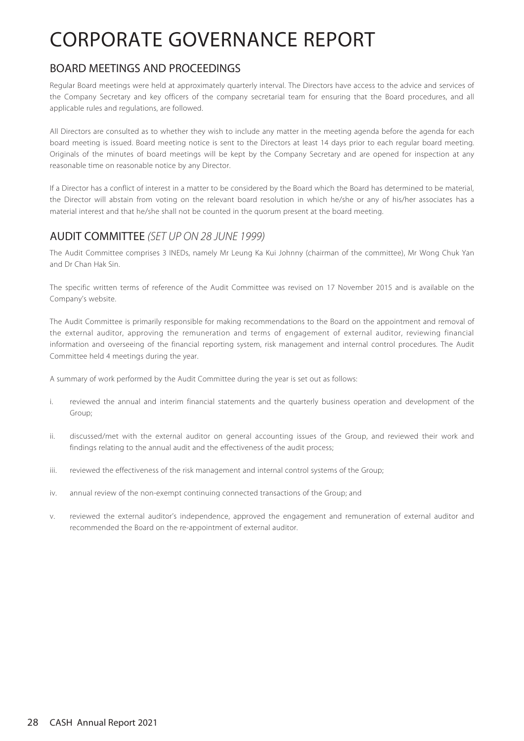# CORPORATE GOVERNANCE REPORT

## BOARD MEETINGS AND PROCEEDINGS

Regular Board meetings were held at approximately quarterly interval. The Directors have access to the advice and services of the Company Secretary and key officers of the company secretarial team for ensuring that the Board procedures, and all applicable rules and regulations, are followed.

All Directors are consulted as to whether they wish to include any matter in the meeting agenda before the agenda for each board meeting is issued. Board meeting notice is sent to the Directors at least 14 days prior to each regular board meeting. Originals of the minutes of board meetings will be kept by the Company Secretary and are opened for inspection at any reasonable time on reasonable notice by any Director.

If a Director has a conflict of interest in a matter to be considered by the Board which the Board has determined to be material, the Director will abstain from voting on the relevant board resolution in which he/she or any of his/her associates has a material interest and that he/she shall not be counted in the quorum present at the board meeting.

## AUDIT COMMITTEE *(SET UP ON 28 JUNE 1999)*

The Audit Committee comprises 3 INEDs, namely Mr Leung Ka Kui Johnny (chairman of the committee), Mr Wong Chuk Yan and Dr Chan Hak Sin.

The specific written terms of reference of the Audit Committee was revised on 17 November 2015 and is available on the Company's website.

The Audit Committee is primarily responsible for making recommendations to the Board on the appointment and removal of the external auditor, approving the remuneration and terms of engagement of external auditor, reviewing financial information and overseeing of the financial reporting system, risk management and internal control procedures. The Audit Committee held 4 meetings during the year.

A summary of work performed by the Audit Committee during the year is set out as follows:

i. reviewed the annual and interim financial statements and the quarterly business operation and development of the Group;

ii. discussed/met with the external auditor on general accounting issues of the Group, and reviewed their work and findings relating to the annual audit and the effectiveness of the audit process;

iii. reviewed the effectiveness of the risk management and internal control systems of the Group;

iv. annual review of the non-exempt continuing connected transactions of the Group; and

v. reviewed the external auditor's independence, approved the engagement and remuneration of external auditor and recommended the Board on the re-appointment of external auditor.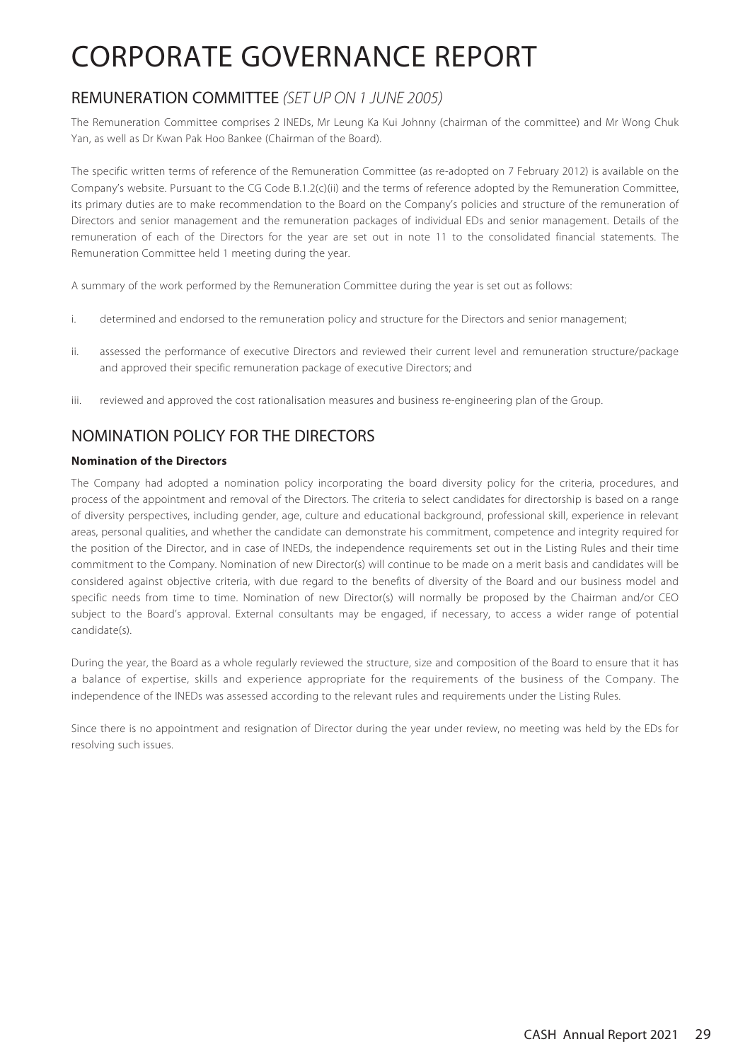# CORPORATE GOVERNANCE REPORT

## REMUNERATION COMMITTEE *(SET UP ON 1 JUNE 2005)*

The Remuneration Committee comprises 2 INEDs, Mr Leung Ka Kui Johnny (chairman of the committee) and Mr Wong Chuk Yan, as well as Dr Kwan Pak Hoo Bankee (Chairman of the Board).

The specific written terms of reference of the Remuneration Committee (as re-adopted on 7 February 2012) is available on the Company's website. Pursuant to the CG Code B.1.2(c)(ii) and the terms of reference adopted by the Remuneration Committee, its primary duties are to make recommendation to the Board on the Company's policies and structure of the remuneration of Directors and senior management and the remuneration packages of individual EDs and senior management. Details of the remuneration of each of the Directors for the year are set out in note 11 to the consolidated financial statements. The Remuneration Committee held 1 meeting during the year.

A summary of the work performed by the Remuneration Committee during the year is set out as follows:

i. determined and endorsed to the remuneration policy and structure for the Directors and senior management;

ii. assessed the performance of executive Directors and reviewed their current level and remuneration structure/package and approved their specific remuneration package of executive Directors; and

iii. reviewed and approved the cost rationalisation measures and business re-engineering plan of the Group.

## NOMINATION POLICY FOR THE DIRECTORS

**Nomination of the Directors**

The Company had adopted a nomination policy incorporating the board diversity policy for the criteria, procedures, and process of the appointment and removal of the Directors. The criteria to select candidates for directorship is based on a range of diversity perspectives, including gender, age, culture and educational background, professional skill, experience in relevant areas, personal qualities, and whether the candidate can demonstrate his commitment, competence and integrity required for the position of the Director, and in case of INEDs, the independence requirements set out in the Listing Rules and their time commitment to the Company. Nomination of new Director(s) will continue to be made on a merit basis and candidates will be considered against objective criteria, with due regard to the benefits of diversity of the Board and our business model and specific needs from time to time. Nomination of new Director(s) will normally be proposed by the Chairman and/or CEO subject to the Board's approval. External consultants may be engaged, if necessary, to access a wider range of potential candidate(s).

During the year, the Board as a whole regularly reviewed the structure, size and composition of the Board to ensure that it has a balance of expertise, skills and experience appropriate for the requirements of the business of the Company. The independence of the INEDs was assessed according to the relevant rules and requirements under the Listing Rules.

Since there is no appointment and resignation of Director during the year under review, no meeting was held by the EDs for resolving such issues.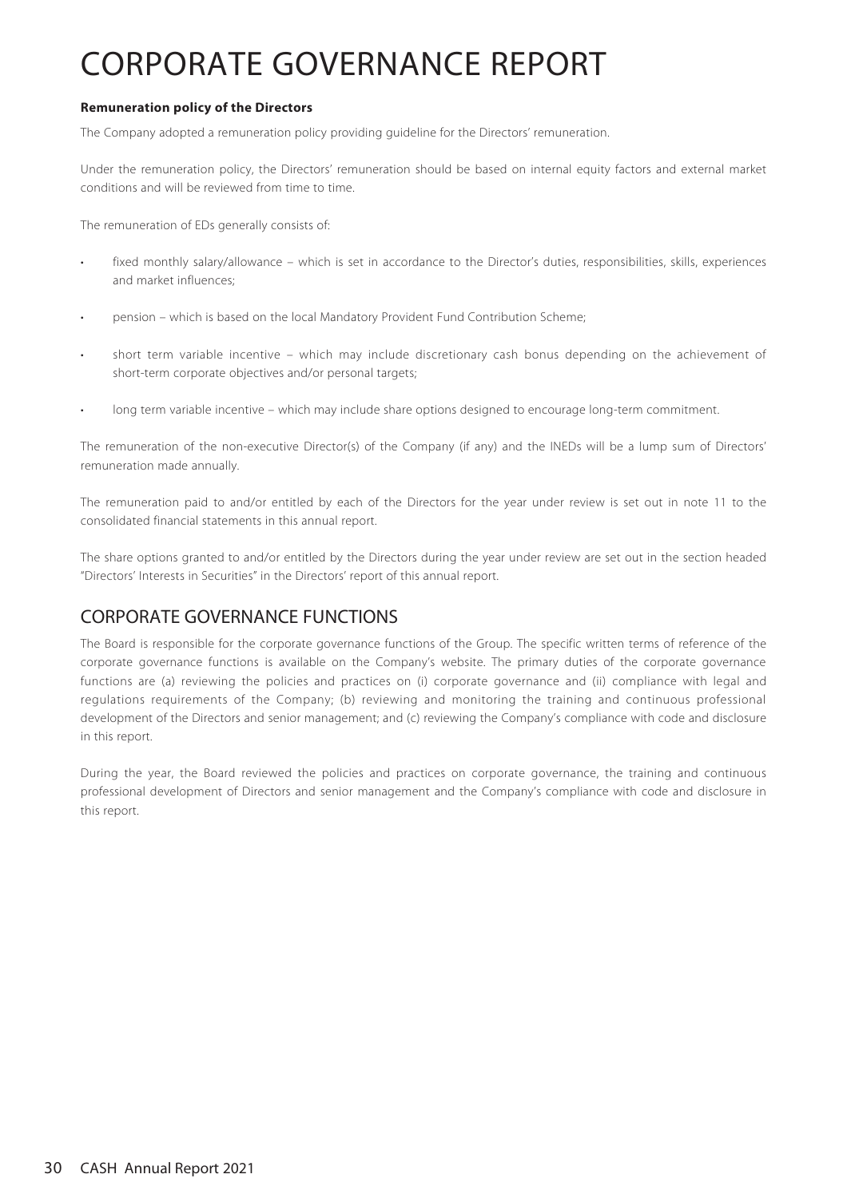# CORPORATE GOVERNANCE REPORT

**Remuneration policy of the Directors**

The Company adopted a remuneration policy providing guideline for the Directors' remuneration.

Under the remuneration policy, the Directors' remuneration should be based on internal equity factors and external market conditions and will be reviewed from time to time.

The remuneration of EDs generally consists of:

- fixed monthly salary/allowance – which is set in accordance to the Director's duties, responsibilities, skills, experiences and market influences;
- pension – which is based on the local Mandatory Provident Fund Contribution Scheme;
- short term variable incentive – which may include discretionary cash bonus depending on the achievement of short-term corporate objectives and/or personal targets;
- long term variable incentive – which may include share options designed to encourage long-term commitment.

The remuneration of the non-executive Director(s) of the Company (if any) and the INEDs will be a lump sum of Directors' remuneration made annually.

The remuneration paid to and/or entitled by each of the Directors for the year under review is set out in note 11 to the consolidated financial statements in this annual report.

The share options granted to and/or entitled by the Directors during the year under review are set out in the section headed "Directors' Interests in Securities" in the Directors' report of this annual report.

## CORPORATE GOVERNANCE FUNCTIONS

The Board is responsible for the corporate governance functions of the Group. The specific written terms of reference of the corporate governance functions is available on the Company's website. The primary duties of the corporate governance functions are (a) reviewing the policies and practices on (i) corporate governance and (ii) compliance with legal and regulations requirements of the Company; (b) reviewing and monitoring the training and continuous professional development of the Directors and senior management; and (c) reviewing the Company's compliance with code and disclosure in this report.

During the year, the Board reviewed the policies and practices on corporate governance, the training and continuous professional development of Directors and senior management and the Company's compliance with code and disclosure in this report.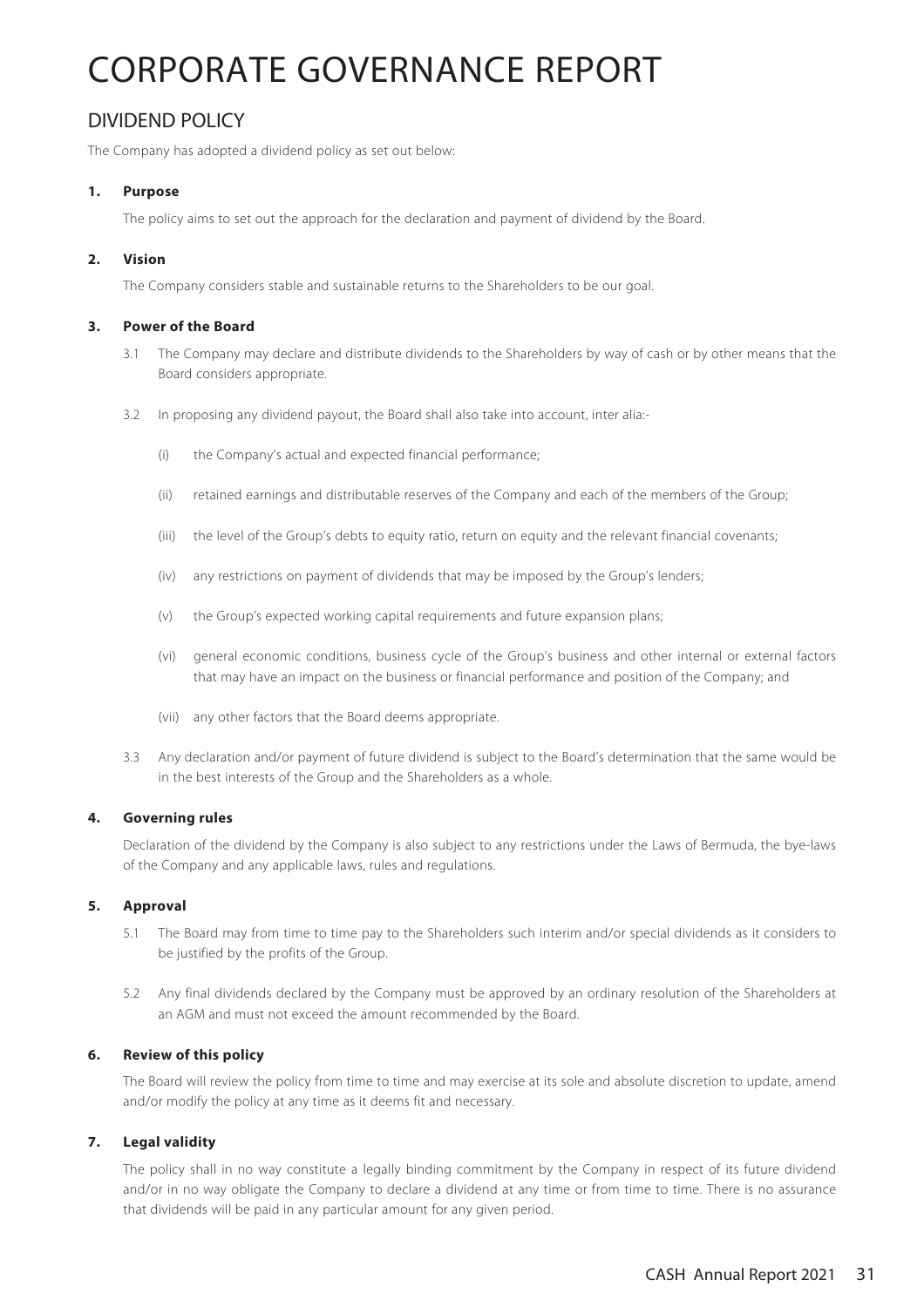# CORPORATE GOVERNANCE REPORT

## DIVIDEND POLICY

The Company has adopted a dividend policy as set out below:

### 1. Purpose

The policy aims to set out the approach for the declaration and payment of dividend by the Board.

### 2. Vision

The Company considers stable and sustainable returns to the Shareholders to be our goal.

### 3. Power of the Board

3.1 The Company may declare and distribute dividends to the Shareholders by way of cash or by other means that the Board considers appropriate.

3.2 In proposing any dividend payout, the Board shall also take into account, inter alia:-

(i) the Company's actual and expected financial performance;

(ii) retained earnings and distributable reserves of the Company and each of the members of the Group;

(iii) the level of the Group's debts to equity ratio, return on equity and the relevant financial covenants;

(iv) any restrictions on payment of dividends that may be imposed by the Group's lenders;

(v) the Group's expected working capital requirements and future expansion plans;

(vi) general economic conditions, business cycle of the Group's business and other internal or external factors that may have an impact on the business or financial performance and position of the Company; and

(vii) any other factors that the Board deems appropriate.

3.3 Any declaration and/or payment of future dividend is subject to the Board's determination that the same would be in the best interests of the Group and the Shareholders as a whole.

### 4. Governing rules

Declaration of the dividend by the Company is also subject to any restrictions under the Laws of Bermuda, the bye-laws of the Company and any applicable laws, rules and regulations.

### 5. Approval

5.1 The Board may from time to time pay to the Shareholders such interim and/or special dividends as it considers to be justified by the profits of the Group.

5.2 Any final dividends declared by the Company must be approved by an ordinary resolution of the Shareholders at an AGM and must not exceed the amount recommended by the Board.

### 6. Review of this policy

The Board will review the policy from time to time and may exercise at its sole and absolute discretion to update, amend and/or modify the policy at any time as it deems fit and necessary.

### 7. Legal validity

The policy shall in no way constitute a legally binding commitment by the Company in respect of its future dividend and/or in no way obligate the Company to declare a dividend at any time or from time to time. There is no assurance that dividends will be paid in any particular amount for any given period.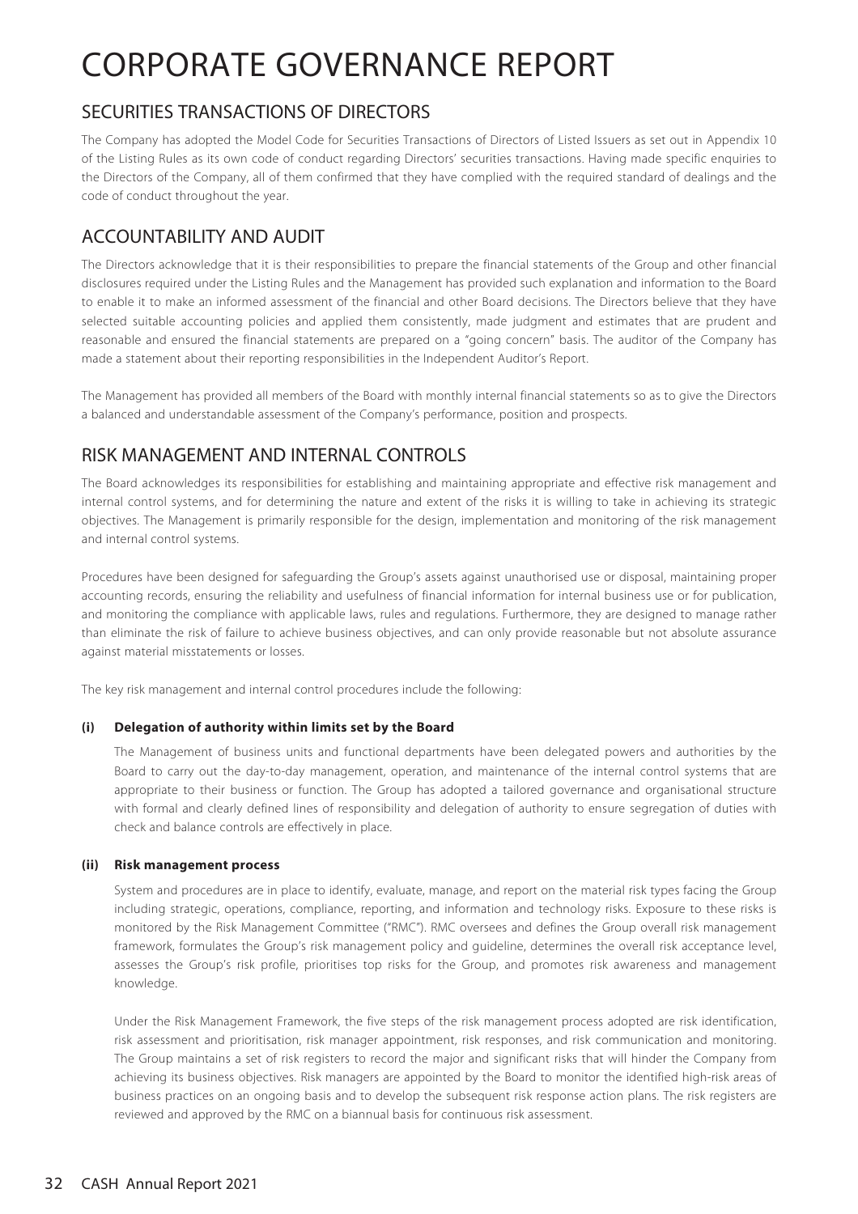# CORPORATE GOVERNANCE REPORT

## SECURITIES TRANSACTIONS OF DIRECTORS

The Company has adopted the Model Code for Securities Transactions of Directors of Listed Issuers as set out in Appendix 10 of the Listing Rules as its own code of conduct regarding Directors' securities transactions. Having made specific enquiries to the Directors of the Company, all of them confirmed that they have complied with the required standard of dealings and the code of conduct throughout the year.

## ACCOUNTABILITY AND AUDIT

The Directors acknowledge that it is their responsibilities to prepare the financial statements of the Group and other financial disclosures required under the Listing Rules and the Management has provided such explanation and information to the Board to enable it to make an informed assessment of the financial and other Board decisions. The Directors believe that they have selected suitable accounting policies and applied them consistently, made judgment and estimates that are prudent and reasonable and ensured the financial statements are prepared on a "going concern" basis. The auditor of the Company has made a statement about their reporting responsibilities in the Independent Auditor's Report.

The Management has provided all members of the Board with monthly internal financial statements so as to give the Directors a balanced and understandable assessment of the Company's performance, position and prospects.

## RISK MANAGEMENT AND INTERNAL CONTROLS

The Board acknowledges its responsibilities for establishing and maintaining appropriate and effective risk management and internal control systems, and for determining the nature and extent of the risks it is willing to take in achieving its strategic objectives. The Management is primarily responsible for the design, implementation and monitoring of the risk management and internal control systems.

Procedures have been designed for safeguarding the Group's assets against unauthorised use or disposal, maintaining proper accounting records, ensuring the reliability and usefulness of financial information for internal business use or for publication, and monitoring the compliance with applicable laws, rules and regulations. Furthermore, they are designed to manage rather than eliminate the risk of failure to achieve business objectives, and can only provide reasonable but not absolute assurance against material misstatements or losses.

The key risk management and internal control procedures include the following:

**(i) Delegation of authority within limits set by the Board**

The Management of business units and functional departments have been delegated powers and authorities by the Board to carry out the day-to-day management, operation, and maintenance of the internal control systems that are appropriate to their business or function. The Group has adopted a tailored governance and organisational structure with formal and clearly defined lines of responsibility and delegation of authority to ensure segregation of duties with check and balance controls are effectively in place.

**(ii) Risk management process**

System and procedures are in place to identify, evaluate, manage, and report on the material risk types facing the Group including strategic, operations, compliance, reporting, and information and technology risks. Exposure to these risks is monitored by the Risk Management Committee ("RMC"). RMC oversees and defines the Group overall risk management framework, formulates the Group's risk management policy and guideline, determines the overall risk acceptance level, assesses the Group's risk profile, prioritises top risks for the Group, and promotes risk awareness and management knowledge.

Under the Risk Management Framework, the five steps of the risk management process adopted are risk identification, risk assessment and prioritisation, risk manager appointment, risk responses, and risk communication and monitoring. The Group maintains a set of risk registers to record the major and significant risks that will hinder the Company from achieving its business objectives. Risk managers are appointed by the Board to monitor the identified high-risk areas of business practices on an ongoing basis and to develop the subsequent risk response action plans. The risk registers are reviewed and approved by the RMC on a biannual basis for continuous risk assessment.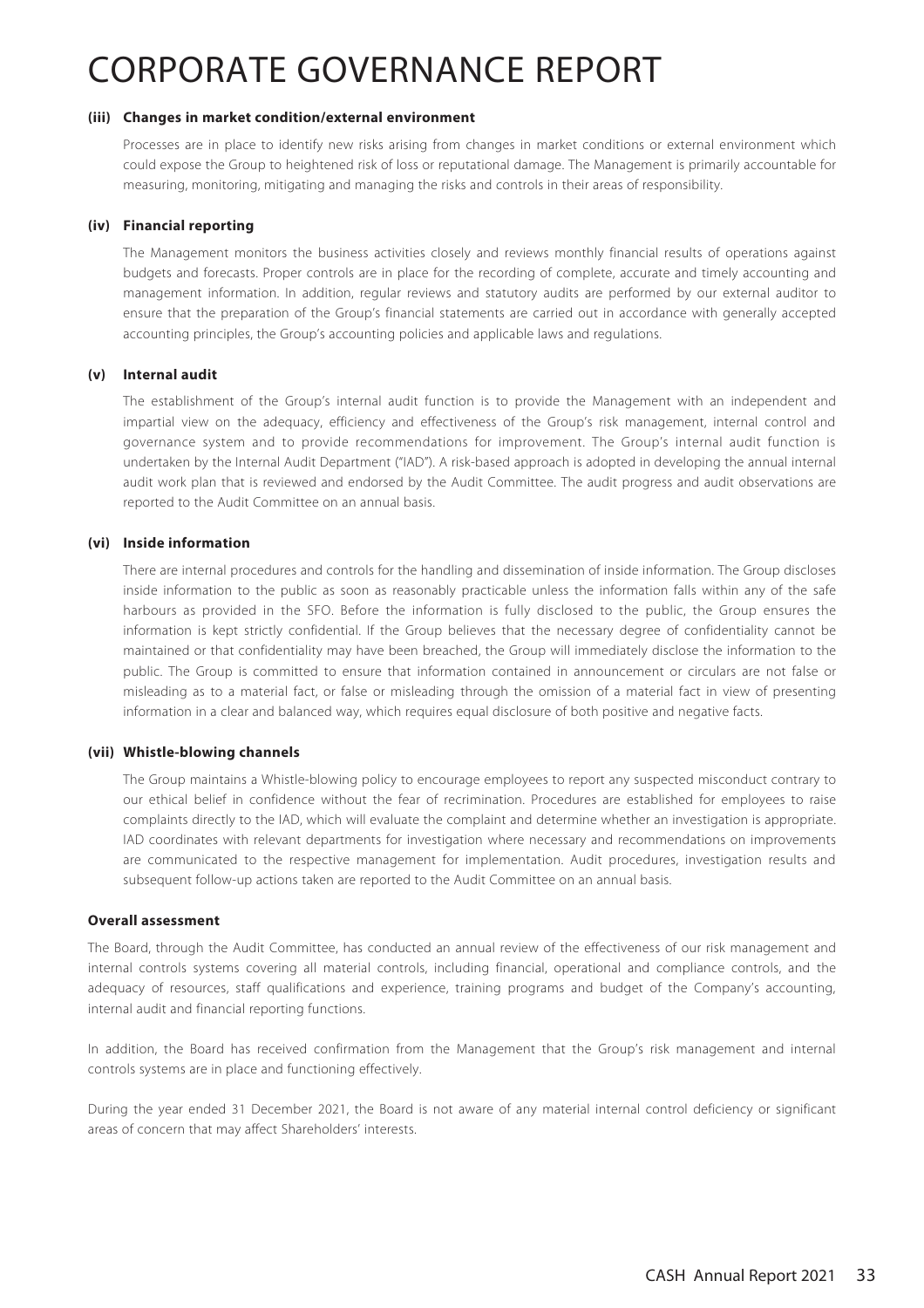# CORPORATE GOVERNANCE REPORT

**(iii) Changes in market condition/external environment**

Processes are in place to identify new risks arising from changes in market conditions or external environment which could expose the Group to heightened risk of loss or reputational damage. The Management is primarily accountable for measuring, monitoring, mitigating and managing the risks and controls in their areas of responsibility.

**(iv) Financial reporting**

The Management monitors the business activities closely and reviews monthly financial results of operations against budgets and forecasts. Proper controls are in place for the recording of complete, accurate and timely accounting and management information. In addition, regular reviews and statutory audits are performed by our external auditor to ensure that the preparation of the Group's financial statements are carried out in accordance with generally accepted accounting principles, the Group's accounting policies and applicable laws and regulations.

**(v) Internal audit**

The establishment of the Group's internal audit function is to provide the Management with an independent and impartial view on the adequacy, efficiency and effectiveness of the Group's risk management, internal control and governance system and to provide recommendations for improvement. The Group's internal audit function is undertaken by the Internal Audit Department ("IAD"). A risk-based approach is adopted in developing the annual internal audit work plan that is reviewed and endorsed by the Audit Committee. The audit progress and audit observations are reported to the Audit Committee on an annual basis.

**(vi) Inside information**

There are internal procedures and controls for the handling and dissemination of inside information. The Group discloses inside information to the public as soon as reasonably practicable unless the information falls within any of the safe harbours as provided in the SFO. Before the information is fully disclosed to the public, the Group ensures the information is kept strictly confidential. If the Group believes that the necessary degree of confidentiality cannot be maintained or that confidentiality may have been breached, the Group will immediately disclose the information to the public. The Group is committed to ensure that information contained in announcement or circulars are not false or misleading as to a material fact, or false or misleading through the omission of a material fact in view of presenting information in a clear and balanced way, which requires equal disclosure of both positive and negative facts.

**(vii) Whistle-blowing channels**

The Group maintains a Whistle-blowing policy to encourage employees to report any suspected misconduct contrary to our ethical belief in confidence without the fear of recrimination. Procedures are established for employees to raise complaints directly to the IAD, which will evaluate the complaint and determine whether an investigation is appropriate. IAD coordinates with relevant departments for investigation where necessary and recommendations on improvements are communicated to the respective management for implementation. Audit procedures, investigation results and subsequent follow-up actions taken are reported to the Audit Committee on an annual basis.

**Overall assessment**

The Board, through the Audit Committee, has conducted an annual review of the effectiveness of our risk management and internal controls systems covering all material controls, including financial, operational and compliance controls, and the adequacy of resources, staff qualifications and experience, training programs and budget of the Company's accounting, internal audit and financial reporting functions.

In addition, the Board has received confirmation from the Management that the Group's risk management and internal controls systems are in place and functioning effectively.

During the year ended 31 December 2021, the Board is not aware of any material internal control deficiency or significant areas of concern that may affect Shareholders' interests.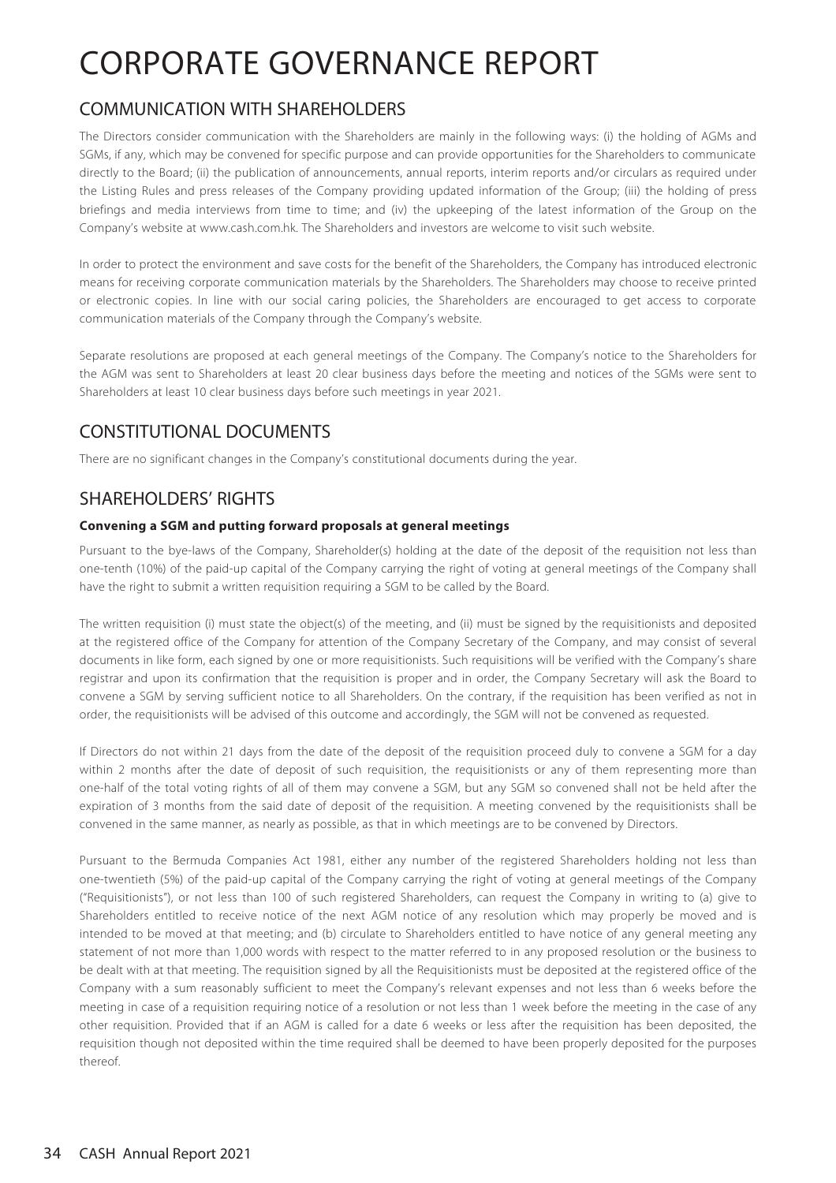# CORPORATE GOVERNANCE REPORT

## COMMUNICATION WITH SHAREHOLDERS

The Directors consider communication with the Shareholders are mainly in the following ways: (i) the holding of AGMs and SGMs, if any, which may be convened for specific purpose and can provide opportunities for the Shareholders to communicate directly to the Board; (ii) the publication of announcements, annual reports, interim reports and/or circulars as required under the Listing Rules and press releases of the Company providing updated information of the Group; (iii) the holding of press briefings and media interviews from time to time; and (iv) the upkeeping of the latest information of the Group on the Company's website at www.cash.com.hk. The Shareholders and investors are welcome to visit such website.

In order to protect the environment and save costs for the benefit of the Shareholders, the Company has introduced electronic means for receiving corporate communication materials by the Shareholders. The Shareholders may choose to receive printed or electronic copies. In line with our social caring policies, the Shareholders are encouraged to get access to corporate communication materials of the Company through the Company's website.

Separate resolutions are proposed at each general meetings of the Company. The Company's notice to the Shareholders for the AGM was sent to Shareholders at least 20 clear business days before the meeting and notices of the SGMs were sent to Shareholders at least 10 clear business days before such meetings in year 2021.

## CONSTITUTIONAL DOCUMENTS

There are no significant changes in the Company's constitutional documents during the year.

## SHAREHOLDERS' RIGHTS

**Convening a SGM and putting forward proposals at general meetings**

Pursuant to the bye-laws of the Company, Shareholder(s) holding at the date of the deposit of the requisition not less than one-tenth (10%) of the paid-up capital of the Company carrying the right of voting at general meetings of the Company shall have the right to submit a written requisition requiring a SGM to be called by the Board.

The written requisition (i) must state the object(s) of the meeting, and (ii) must be signed by the requisitionists and deposited at the registered office of the Company for attention of the Company Secretary of the Company, and may consist of several documents in like form, each signed by one or more requisitionists. Such requisitions will be verified with the Company's share registrar and upon its confirmation that the requisition is proper and in order, the Company Secretary will ask the Board to convene a SGM by serving sufficient notice to all Shareholders. On the contrary, if the requisition has been verified as not in order, the requisitionists will be advised of this outcome and accordingly, the SGM will not be convened as requested.

If Directors do not within 21 days from the date of the deposit of the requisition proceed duly to convene a SGM for a day within 2 months after the date of deposit of such requisition, the requisitionists or any of them representing more than one-half of the total voting rights of all of them may convene a SGM, but any SGM so convened shall not be held after the expiration of 3 months from the said date of deposit of the requisition. A meeting convened by the requisitionists shall be convened in the same manner, as nearly as possible, as that in which meetings are to be convened by Directors.

Pursuant to the Bermuda Companies Act 1981, either any number of the registered Shareholders holding not less than one-twentieth (5%) of the paid-up capital of the Company carrying the right of voting at general meetings of the Company ("Requisitionists"), or not less than 100 of such registered Shareholders, can request the Company in writing to (a) give to Shareholders entitled to receive notice of the next AGM notice of any resolution which may properly be moved and is intended to be moved at that meeting; and (b) circulate to Shareholders entitled to have notice of any general meeting any statement of not more than 1,000 words with respect to the matter referred to in any proposed resolution or the business to be dealt with at that meeting. The requisition signed by all the Requisitionists must be deposited at the registered office of the Company with a sum reasonably sufficient to meet the Company's relevant expenses and not less than 6 weeks before the meeting in case of a requisition requiring notice of a resolution or not less than 1 week before the meeting in the case of any other requisition. Provided that if an AGM is called for a date 6 weeks or less after the requisition has been deposited, the requisition though not deposited within the time required shall be deemed to have been properly deposited for the purposes thereof.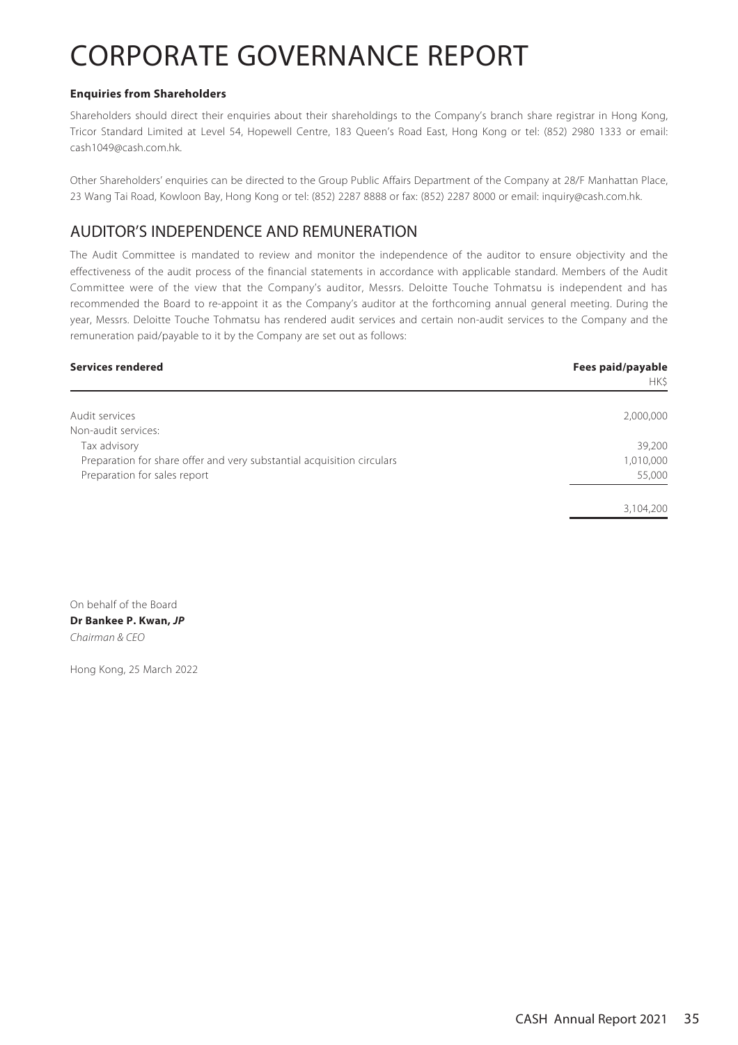# CORPORATE GOVERNANCE REPORT

**Enquiries from Shareholders**

Shareholders should direct their enquiries about their shareholdings to the Company's branch share registrar in Hong Kong, Tricor Standard Limited at Level 54, Hopewell Centre, 183 Queen's Road East, Hong Kong or tel: (852) 2980 1333 or email: cash1049@cash.com.hk.

Other Shareholders' enquiries can be directed to the Group Public Affairs Department of the Company at 28/F Manhattan Place, 23 Wang Tai Road, Kowloon Bay, Hong Kong or tel: (852) 2287 8888 or fax: (852) 2287 8000 or email: inquiry@cash.com.hk.

## AUDITOR'S INDEPENDENCE AND REMUNERATION

The Audit Committee is mandated to review and monitor the independence of the auditor to ensure objectivity and the effectiveness of the audit process of the financial statements in accordance with applicable standard. Members of the Audit Committee were of the view that the Company's auditor, Messrs. Deloitte Touche Tohmatsu is independent and has recommended the Board to re-appoint it as the Company's auditor at the forthcoming annual general meeting. During the year, Messrs. Deloitte Touche Tohmatsu has rendered audit services and certain non-audit services to the Company and the remuneration paid/payable to it by the Company are set out as follows:

| **Services rendered** | **Fees paid/payable** HK$ |
|---|---|
| Audit services | 2,000,000 |
| Non-audit services: | |
| Tax advisory | 39,200 |
| Preparation for share offer and very substantial acquisition circulars | 1,010,000 |
| Preparation for sales report | 55,000 |
| | 3,104,200 |

On behalf of the Board
**Dr Bankee P. Kwan, *JP***
*Chairman & CEO*

Hong Kong, 25 March 2022